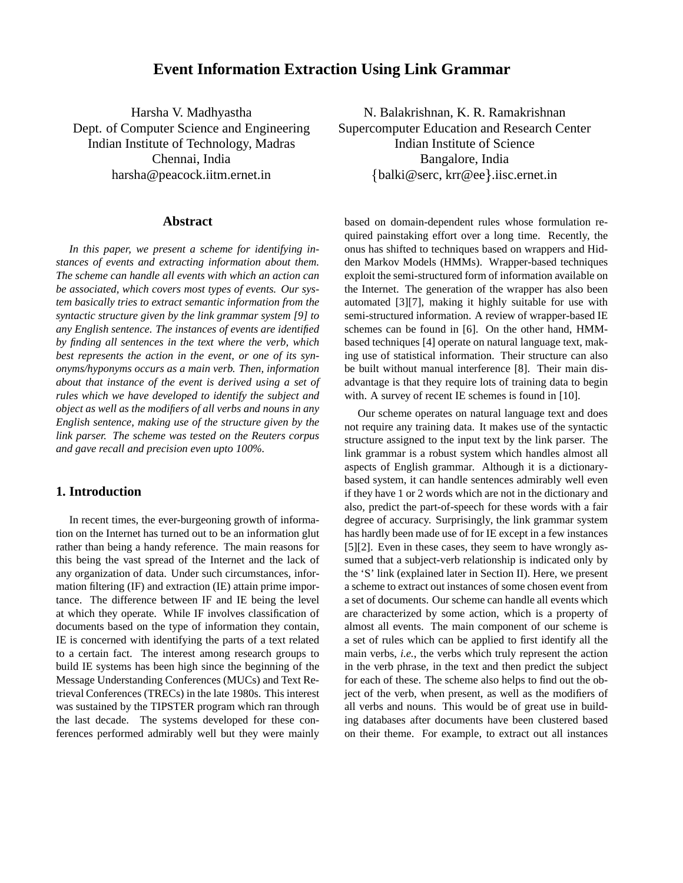# Event Information Extraction Using Link Grammar

Harsha V. Madhyastha
Dept. of Computer Science and Engineering
Indian Institute of Technology, Madras
Chennai, India
harsha@peacock.iitm.ernet.in

N. Balakrishnan, K. R. Ramakrishnan
Supercomputer Education and Research Center
Indian Institute of Science
Bangalore, India
{balki@serc, krr@ee}.iisc.ernet.in

## Abstract

*In this paper, we present a scheme for identifying instances of events and extracting information about them. The scheme can handle all events with which an action can be associated, which covers most types of events. Our system basically tries to extract semantic information from the syntactic structure given by the link grammar system [9] to any English sentence. The instances of events are identified by finding all sentences in the text where the verb, which best represents the action in the event, or one of its synonyms/hyponyms occurs as a main verb. Then, information about that instance of the event is derived using a set of rules which we have developed to identify the subject and object as well as the modifiers of all verbs and nouns in any English sentence, making use of the structure given by the link parser. The scheme was tested on the Reuters corpus and gave recall and precision even upto 100%.*

## 1. Introduction

In recent times, the ever-burgeoning growth of information on the Internet has turned out to be an information glut rather than being a handy reference. The main reasons for this being the vast spread of the Internet and the lack of any organization of data. Under such circumstances, information filtering (IF) and extraction (IE) attain prime importance. The difference between IF and IE being the level at which they operate. While IF involves classification of documents based on the type of information they contain, IE is concerned with identifying the parts of a text related to a certain fact. The interest among research groups to build IE systems has been high since the beginning of the Message Understanding Conferences (MUCs) and Text Retrieval Conferences (TRECs) in the late 1980s. This interest was sustained by the TIPSTER program which ran through the last decade. The systems developed for these conferences performed admirably well but they were mainly based on domain-dependent rules whose formulation required painstaking effort over a long time. Recently, the onus has shifted to techniques based on wrappers and Hidden Markov Models (HMMs). Wrapper-based techniques exploit the semi-structured form of information available on the Internet. The generation of the wrapper has also been automated [3][7], making it highly suitable for use with semi-structured information. A review of wrapper-based IE schemes can be found in [6]. On the other hand, HMM-based techniques [4] operate on natural language text, making use of statistical information. Their structure can also be built without manual interference [8]. Their main disadvantage is that they require lots of training data to begin with. A survey of recent IE schemes is found in [10].

Our scheme operates on natural language text and does not require any training data. It makes use of the syntactic structure assigned to the input text by the link parser. The link grammar is a robust system which handles almost all aspects of English grammar. Although it is a dictionary-based system, it can handle sentences admirably well even if they have 1 or 2 words which are not in the dictionary and also, predict the part-of-speech for these words with a fair degree of accuracy. Surprisingly, the link grammar system has hardly been made use of for IE except in a few instances [5][2]. Even in these cases, they seem to have wrongly assumed that a subject-verb relationship is indicated only by the 'S' link (explained later in Section II). Here, we present a scheme to extract out instances of some chosen event from a set of documents. Our scheme can handle all events which are characterized by some action, which is a property of almost all events. The main component of our scheme is a set of rules which can be applied to first identify all the main verbs, *i.e.*, the verbs which truly represent the action in the verb phrase, in the text and then predict the subject for each of these. The scheme also helps to find out the object of the verb, when present, as well as the modifiers of all verbs and nouns. This would be of great use in building databases after documents have been clustered based on their theme. For example, to extract out all instances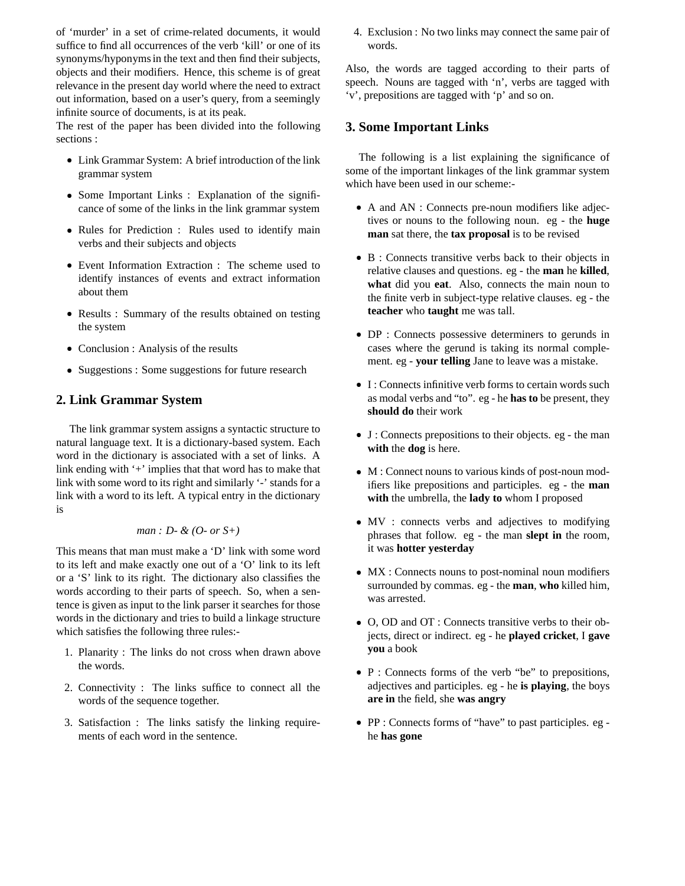of 'murder' in a set of crime-related documents, it would suffice to find all occurrences of the verb 'kill' or one of its synonyms/hyponyms in the text and then find their subjects, objects and their modifiers. Hence, this scheme is of great relevance in the present day world where the need to extract out information, based on a user's query, from a seemingly infinite source of documents, is at its peak.
The rest of the paper has been divided into the following sections :

- Link Grammar System: A brief introduction of the link grammar system
- Some Important Links : Explanation of the significance of some of the links in the link grammar system
- Rules for Prediction : Rules used to identify main verbs and their subjects and objects
- Event Information Extraction : The scheme used to identify instances of events and extract information about them
- Results : Summary of the results obtained on testing the system
- Conclusion : Analysis of the results
- Suggestions : Some suggestions for future research

## 2. Link Grammar System

The link grammar system assigns a syntactic structure to natural language text. It is a dictionary-based system. Each word in the dictionary is associated with a set of links. A link ending with '+' implies that that word has to make that link with some word to its right and similarly '-' stands for a link with a word to its left. A typical entry in the dictionary is

*man : D- & (O- or S+)*

This means that man must make a 'D' link with some word to its left and make exactly one out of a 'O' link to its left or a 'S' link to its right. The dictionary also classifies the words according to their parts of speech. So, when a sentence is given as input to the link parser it searches for those words in the dictionary and tries to build a linkage structure which satisfies the following three rules:-

1. Planarity : The links do not cross when drawn above the words.
2. Connectivity : The links suffice to connect all the words of the sequence together.
3. Satisfaction : The links satisfy the linking requirements of each word in the sentence.
4. Exclusion : No two links may connect the same pair of words.

Also, the words are tagged according to their parts of speech. Nouns are tagged with 'n', verbs are tagged with 'v', prepositions are tagged with 'p' and so on.

## 3. Some Important Links

The following is a list explaining the significance of some of the important linkages of the link grammar system which have been used in our scheme:-

- A and AN : Connects pre-noun modifiers like adjectives or nouns to the following noun. eg - the **huge man** sat there, the **tax proposal** is to be revised
- B : Connects transitive verbs back to their objects in relative clauses and questions. eg - the **man** he **killed**, **what** did you **eat**. Also, connects the main noun to the finite verb in subject-type relative clauses. eg - the **teacher** who **taught** me was tall.
- DP : Connects possessive determiners to gerunds in cases where the gerund is taking its normal complement. eg - **your telling** Jane to leave was a mistake.
- I : Connects infinitive verb forms to certain words such as modal verbs and "to". eg - he **has to** be present, they **should do** their work
- J : Connects prepositions to their objects. eg - the man **with** the **dog** is here.
- M : Connect nouns to various kinds of post-noun modifiers like prepositions and participles. eg - the **man with** the umbrella, the **lady to** whom I proposed
- MV : connects verbs and adjectives to modifying phrases that follow. eg - the man **slept in** the room, it was **hotter yesterday**
- MX : Connects nouns to post-nominal noun modifiers surrounded by commas. eg - the **man**, **who** killed him, was arrested.
- O, OD and OT : Connects transitive verbs to their objects, direct or indirect. eg - he **played cricket**, I **gave you** a book
- P : Connects forms of the verb "be" to prepositions, adjectives and participles. eg - he **is playing**, the boys **are in** the field, she **was angry**
- PP : Connects forms of "have" to past participles. eg - he **has gone**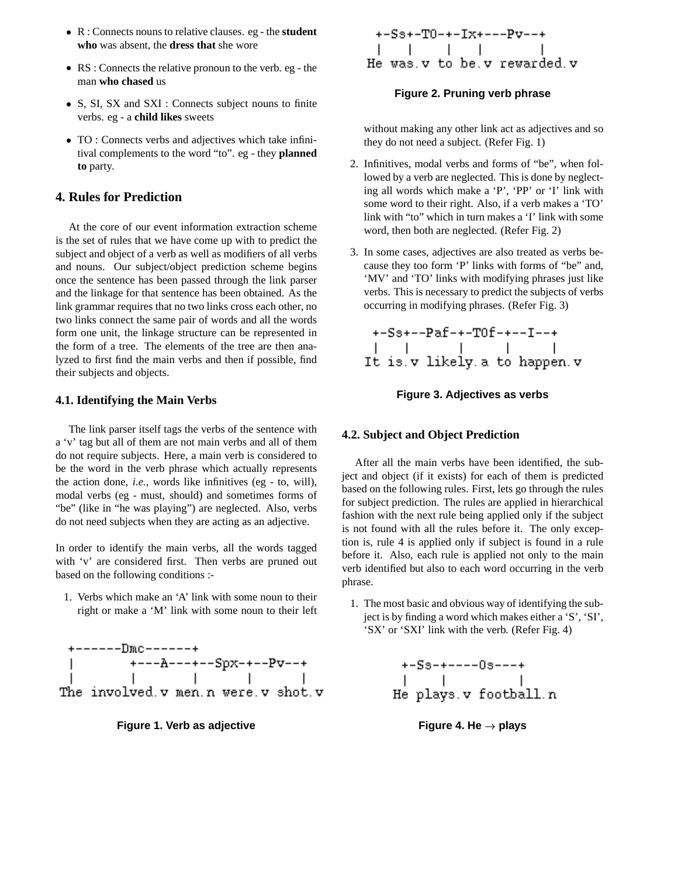- R : Connects nouns to relative clauses. eg - the **student who** was absent, the **dress that** she wore
- RS : Connects the relative pronoun to the verb. eg - the man **who chased** us
- S, SI, SX and SXI : Connects subject nouns to finite verbs. eg - a **child likes** sweets
- TO : Connects verbs and adjectives which take infinitival complements to the word "to". eg - they **planned to** party.

## 4. Rules for Prediction

At the core of our event information extraction scheme is the set of rules that we have come up with to predict the subject and object of a verb as well as modifiers of all verbs and nouns. Our subject/object prediction scheme begins once the sentence has been passed through the link parser and the linkage for that sentence has been obtained. As the link grammar requires that no two links cross each other, no two links connect the same pair of words and all the words form one unit, the linkage structure can be represented in the form of a tree. The elements of the tree are then analyzed to first find the main verbs and then if possible, find their subjects and objects.

### 4.1. Identifying the Main Verbs

The link parser itself tags the verbs of the sentence with a 'v' tag but all of them are not main verbs and all of them do not require subjects. Here, a main verb is considered to be the word in the verb phrase which actually represents the action done, *i.e.*, words like infinitives (eg - to, will), modal verbs (eg - must, should) and sometimes forms of "be" (like in "he was playing") are neglected. Also, verbs do not need subjects when they are acting as an adjective.

In order to identify the main verbs, all the words tagged with 'v' are considered first. Then verbs are pruned out based on the following conditions :-

1. Verbs which make an 'A' link with some noun to their right or make a 'M' link with some noun to their left without making any other link act as adjectives and so they do not need a subject. (Refer Fig. 1)

```
+------Dmc------+
|       +---A---+--Spx-+--Pv--+
|       |       |      |      |
The involved.v men.n were.v shot.v
```

**Figure 1. Verb as adjective**

2. Infinitives, modal verbs and forms of "be", when followed by a verb are neglected. This is done by neglecting all words which make a 'P', 'PP' or 'I' link with some word to their right. Also, if a verb makes a 'TO' link with "to" which in turn makes a 'I' link with some word, then both are neglected. (Refer Fig. 2)

```
+-Ss+-TO-+-Ix+---Pv--+
|   |    |   |       |
He was.v to be.v rewarded.v
```

**Figure 2. Pruning verb phrase**

3. In some cases, adjectives are also treated as verbs because they too form 'P' links with forms of "be" and, 'MV' and 'TO' links with modifying phrases just like verbs. This is necessary to predict the subjects of verbs occurring in modifying phrases. (Refer Fig. 3)

```
+-Ss+--Paf-+-TOf-+--I--+
|   |      |     |     |
It is.v likely.a to happen.v
```

**Figure 3. Adjectives as verbs**

### 4.2. Subject and Object Prediction

After all the main verbs have been identified, the subject and object (if it exists) for each of them is predicted based on the following rules. First, lets go through the rules for subject prediction. The rules are applied in hierarchical fashion with the next rule being applied only if the subject is not found with all the rules before it. The only exception is, rule 4 is applied only if subject is found in a rule before it. Also, each rule is applied not only to the main verb identified but also to each word occurring in the verb phrase.

1. The most basic and obvious way of identifying the subject is by finding a word which makes either a 'S', 'SI', 'SX' or 'SXI' link with the verb. (Refer Fig. 4)

```
+-Ss-+----Os---+
|    |         |
He plays.v football.n
```

**Figure 4. He → plays**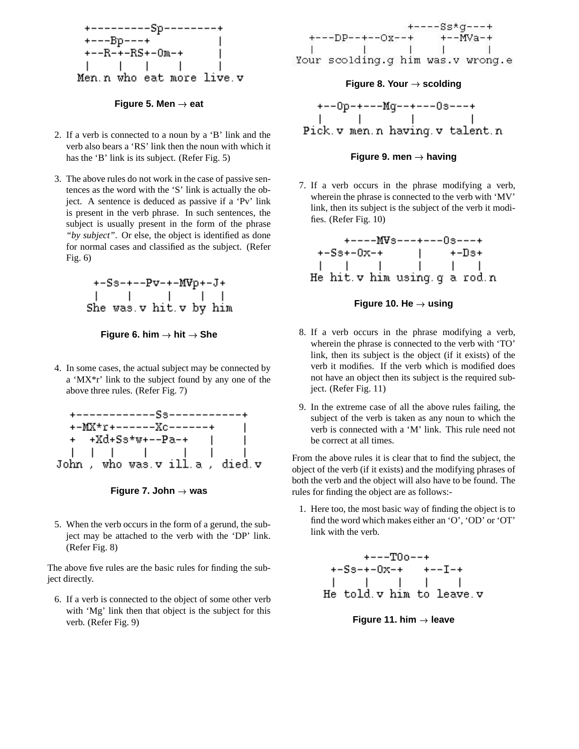```
+---------Sp--------+
+---Bp---+          |
+--R-+-RS+-Om-+     |
|    |   |    |     |
Men.n who eat more live.v
```

**Figure 5. Men → eat**

2. If a verb is connected to a noun by a ‘B’ link and the verb also bears a ‘RS’ link then the noun with which it has the ‘B’ link is its subject. (Refer Fig. 5)

3. The above rules do not work in the case of passive sentences as the word with the ‘S’ link is actually the object. A sentence is deduced as passive if a ‘Pv’ link is present in the verb phrase. In such sentences, the subject is usually present in the form of the phrase *“by subject”*. Or else, the object is identified as done for normal cases and classified as the subject. (Refer Fig. 6)

```
+-Ss-+--Pv-+-MVp+-J+
|    |     |    |  |
She was.v hit.v by him
```

**Figure 6. him → hit → She**

4. In some cases, the actual subject may be connected by a ‘MX*r’ link to the subject found by any one of the above three rules. (Refer Fig. 7)

```
+------------Ss-----------+
+-MX*r+------Xc------+    |
+   +Xd+Ss*w+--Pa-+  |    |
|   |  |    |     |  |    |
John , who was.v ill.a , died.v
```

**Figure 7. John → was**

5. When the verb occurs in the form of a gerund, the subject may be attached to the verb with the ‘DP’ link. (Refer Fig. 8)

The above five rules are the basic rules for finding the subject directly.

6. If a verb is connected to the object of some other verb with ‘Mg’ link then that object is the subject for this verb. (Refer Fig. 9)

```
                      +----Ss*g---+
+---DP--+--Ox--+      +--MVa-+
|       |      |      |      |
Your scolding.g him was.v wrong.e
```

**Figure 8. Your → scolding**

```
+--Op-+---Mg--+---Os---+
|     |       |        |
Pick.v men.n having.v talent.n
```

**Figure 9. men → having**

7. If a verb occurs in the phrase modifying a verb, wherein the phrase is connected to the verb with ‘MV’ link, then its subject is the subject of the verb it modifies. (Refer Fig. 10)

```
   +----MVs---+---Os---+
+-Ss+-Ox-+    |     +-Ds+
|   |    |    |     |   |
He hit.v him using.g a rod.n
```

**Figure 10. He → using**

8. If a verb occurs in the phrase modifying a verb, wherein the phrase is connected to the verb with ‘TO’ link, then its subject is the object (if it exists) of the verb it modifies. If the verb which is modified does not have an object then its subject is the required subject. (Refer Fig. 11)

9. In the extreme case of all the above rules failing, the subject of the verb is taken as any noun to which the verb is connected with a ‘M’ link. This rule need not be correct at all times.

From the above rules it is clear that to find the subject, the object of the verb (if it exists) and the modifying phrases of both the verb and the object will also have to be found. The rules for finding the object are as follows:-

1. Here too, the most basic way of finding the object is to find the word which makes either an ‘O’, ‘OD’ or ‘OT’ link with the verb.

```
      +---TOo--+
+-Ss-+-Ox-+   +--I-+
|    |    |   |    |
He told.v him to leave.v
```

**Figure 11. him → leave**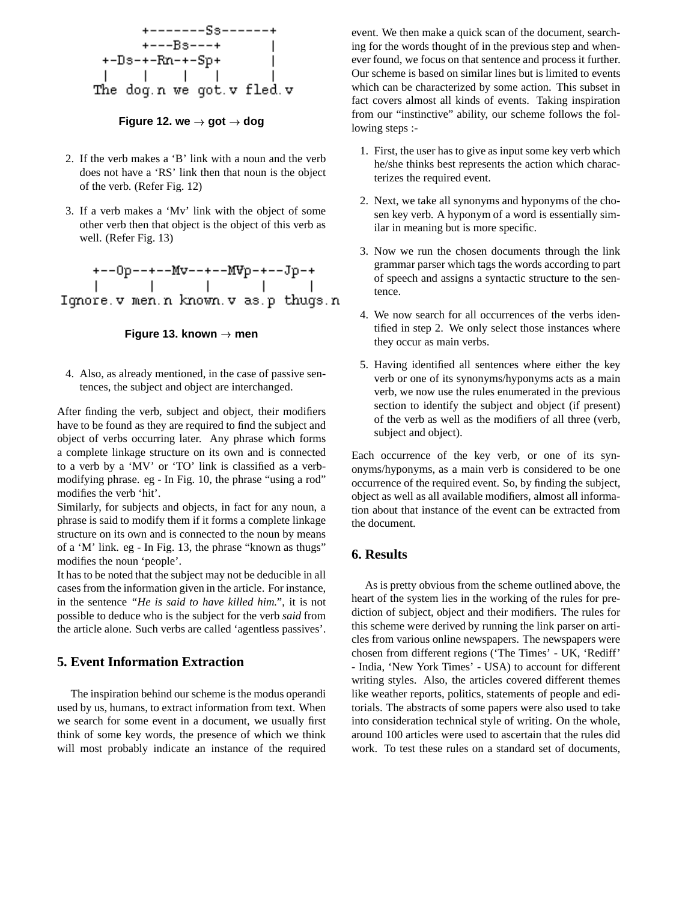```
        +-------Ss------+
        +---Bs---+      |
  +-Ds-+-Rn-+-Sp+       |
  |     |    |   |      |
The dog.n we got.v fled.v
```

**Figure 12. we → got → dog**

2. If the verb makes a 'B' link with a noun and the verb does not have a 'RS' link then that noun is the object of the verb. (Refer Fig. 12)

3. If a verb makes a 'Mv' link with the object of some other verb then that object is the object of this verb as well. (Refer Fig. 13)

```
  +--Op--+--Mv--+--MVp-+--Jp-+
  |      |      |      |     |
Ignore.v men.n known.v as.p thugs.n
```

**Figure 13. known → men**

4. Also, as already mentioned, in the case of passive sentences, the subject and object are interchanged.

After finding the verb, subject and object, their modifiers have to be found as they are required to find the subject and object of verbs occurring later. Any phrase which forms a complete linkage structure on its own and is connected to a verb by a 'MV' or 'TO' link is classified as a verb-modifying phrase. eg - In Fig. 10, the phrase "using a rod" modifies the verb 'hit'.

Similarly, for subjects and objects, in fact for any noun, a phrase is said to modify them if it forms a complete linkage structure on its own and is connected to the noun by means of a 'M' link. eg - In Fig. 13, the phrase "known as thugs" modifies the noun 'people'.

It has to be noted that the subject may not be deducible in all cases from the information given in the article. For instance, in the sentence *"He is said to have killed him."*, it is not possible to deduce who is the subject for the verb *said* from the article alone. Such verbs are called 'agentless passives'.

## 5. Event Information Extraction

The inspiration behind our scheme is the modus operandi used by us, humans, to extract information from text. When we search for some event in a document, we usually first think of some key words, the presence of which we think will most probably indicate an instance of the required event. We then make a quick scan of the document, searching for the words thought of in the previous step and whenever found, we focus on that sentence and process it further. Our scheme is based on similar lines but is limited to events which can be characterized by some action. This subset in fact covers almost all kinds of events. Taking inspiration from our "instinctive" ability, our scheme follows the following steps :-

1. First, the user has to give as input some key verb which he/she thinks best represents the action which characterizes the required event.

2. Next, we take all synonyms and hyponyms of the chosen key verb. A hyponym of a word is essentially similar in meaning but is more specific.

3. Now we run the chosen documents through the link grammar parser which tags the words according to part of speech and assigns a syntactic structure to the sentence.

4. We now search for all occurrences of the verbs identified in step 2. We only select those instances where they occur as main verbs.

5. Having identified all sentences where either the key verb or one of its synonyms/hyponyms acts as a main verb, we now use the rules enumerated in the previous section to identify the subject and object (if present) of the verb as well as the modifiers of all three (verb, subject and object).

Each occurrence of the key verb, or one of its synonyms/hyponyms, as a main verb is considered to be one occurrence of the required event. So, by finding the subject, object as well as all available modifiers, almost all information about that instance of the event can be extracted from the document.

## 6. Results

As is pretty obvious from the scheme outlined above, the heart of the system lies in the working of the rules for prediction of subject, object and their modifiers. The rules for this scheme were derived by running the link parser on articles from various online newspapers. The newspapers were chosen from different regions ('The Times' - UK, 'Rediff' - India, 'New York Times' - USA) to account for different writing styles. Also, the articles covered different themes like weather reports, politics, statements of people and editorials. The abstracts of some papers were also used to take into consideration technical style of writing. On the whole, around 100 articles were used to ascertain that the rules did work. To test these rules on a standard set of documents,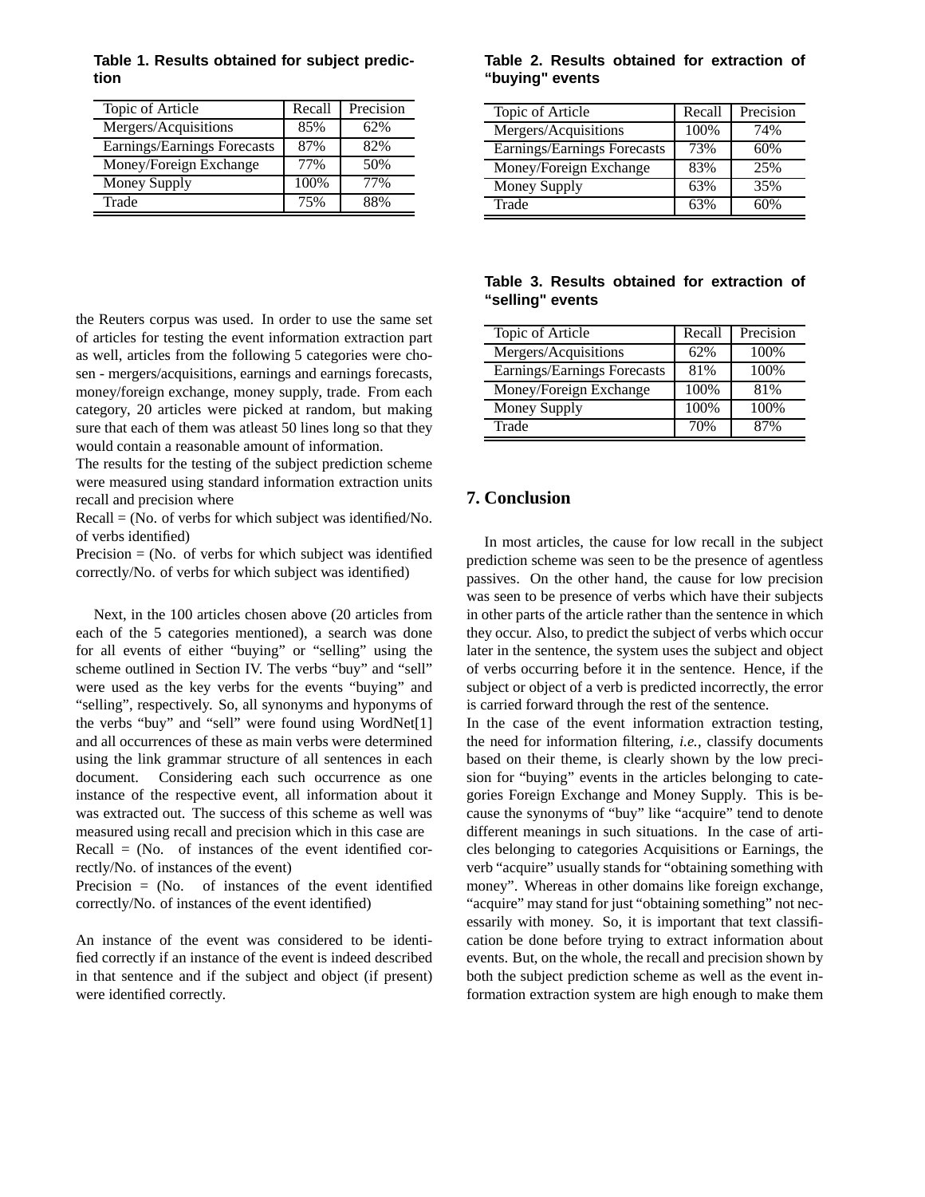**Table 1. Results obtained for subject prediction**

| Topic of Article | Recall | Precision |
|---|---|---|
| Mergers/Acquisitions | 85% | 62% |
| Earnings/Earnings Forecasts | 87% | 82% |
| Money/Foreign Exchange | 77% | 50% |
| Money Supply | 100% | 77% |
| Trade | 75% | 88% |

the Reuters corpus was used. In order to use the same set of articles for testing the event information extraction part as well, articles from the following 5 categories were chosen - mergers/acquisitions, earnings and earnings forecasts, money/foreign exchange, money supply, trade. From each category, 20 articles were picked at random, but making sure that each of them was atleast 50 lines long so that they would contain a reasonable amount of information.
The results for the testing of the subject prediction scheme were measured using standard information extraction units recall and precision where
Recall = (No. of verbs for which subject was identified/No. of verbs identified)
Precision = (No. of verbs for which subject was identified correctly/No. of verbs for which subject was identified)

Next, in the 100 articles chosen above (20 articles from each of the 5 categories mentioned), a search was done for all events of either "buying" or "selling" using the scheme outlined in Section IV. The verbs "buy" and "sell" were used as the key verbs for the events "buying" and "selling", respectively. So, all synonyms and hyponyms of the verbs "buy" and "sell" were found using WordNet[1] and all occurrences of these as main verbs were determined using the link grammar structure of all sentences in each document. Considering each such occurrence as one instance of the respective event, all information about it was extracted out. The success of this scheme as well was measured using recall and precision which in this case are
Recall = (No. of instances of the event identified correctly/No. of instances of the event)
Precision = (No. of instances of the event identified correctly/No. of instances of the event identified)

An instance of the event was considered to be identified correctly if an instance of the event is indeed described in that sentence and if the subject and object (if present) were identified correctly.

**Table 2. Results obtained for extraction of "buying" events**

| Topic of Article | Recall | Precision |
|---|---|---|
| Mergers/Acquisitions | 100% | 74% |
| Earnings/Earnings Forecasts | 73% | 60% |
| Money/Foreign Exchange | 83% | 25% |
| Money Supply | 63% | 35% |
| Trade | 63% | 60% |

**Table 3. Results obtained for extraction of "selling" events**

| Topic of Article | Recall | Precision |
|---|---|---|
| Mergers/Acquisitions | 62% | 100% |
| Earnings/Earnings Forecasts | 81% | 100% |
| Money/Foreign Exchange | 100% | 81% |
| Money Supply | 100% | 100% |
| Trade | 70% | 87% |

## 7. Conclusion

In most articles, the cause for low recall in the subject prediction scheme was seen to be the presence of agentless passives. On the other hand, the cause for low precision was seen to be presence of verbs which have their subjects in other parts of the article rather than the sentence in which they occur. Also, to predict the subject of verbs which occur later in the sentence, the system uses the subject and object of verbs occurring before it in the sentence. Hence, if the subject or object of a verb is predicted incorrectly, the error is carried forward through the rest of the sentence.
In the case of the event information extraction testing, the need for information filtering, *i.e.*, classify documents based on their theme, is clearly shown by the low precision for "buying" events in the articles belonging to categories Foreign Exchange and Money Supply. This is because the synonyms of "buy" like "acquire" tend to denote different meanings in such situations. In the case of articles belonging to categories Acquisitions or Earnings, the verb "acquire" usually stands for "obtaining something with money". Whereas in other domains like foreign exchange, "acquire" may stand for just "obtaining something" not necessarily with money. So, it is important that text classification be done before trying to extract information about events. But, on the whole, the recall and precision shown by both the subject prediction scheme as well as the event information extraction system are high enough to make them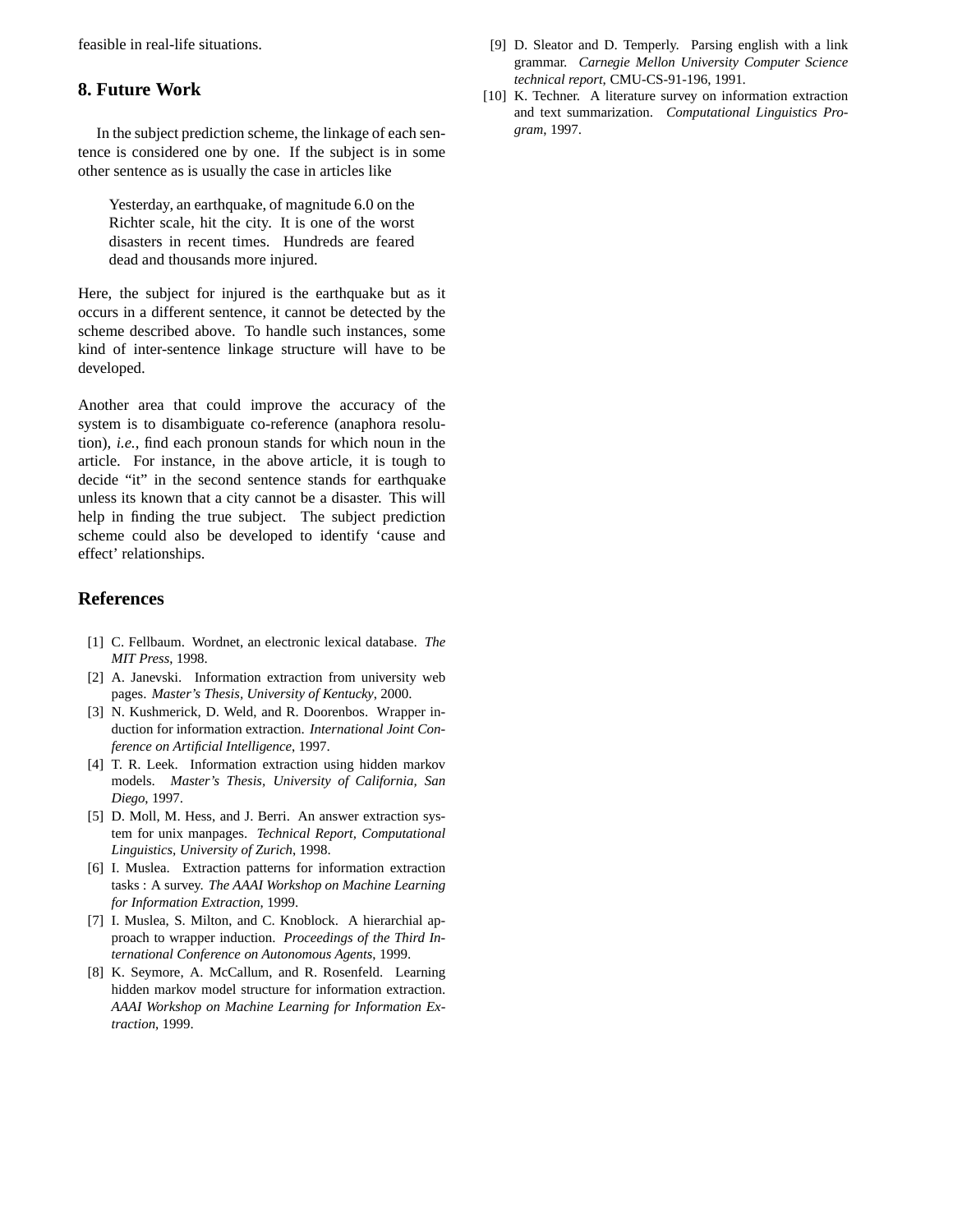feasible in real-life situations.

## 8. Future Work

In the subject prediction scheme, the linkage of each sentence is considered one by one. If the subject is in some other sentence as is usually the case in articles like

> Yesterday, an earthquake, of magnitude 6.0 on the Richter scale, hit the city. It is one of the worst disasters in recent times. Hundreds are feared dead and thousands more injured.

Here, the subject for injured is the earthquake but as it occurs in a different sentence, it cannot be detected by the scheme described above. To handle such instances, some kind of inter-sentence linkage structure will have to be developed.

Another area that could improve the accuracy of the system is to disambiguate co-reference (anaphora resolution), *i.e.*, find each pronoun stands for which noun in the article. For instance, in the above article, it is tough to decide "it" in the second sentence stands for earthquake unless its known that a city cannot be a disaster. This will help in finding the true subject. The subject prediction scheme could also be developed to identify 'cause and effect' relationships.

## References

[1] C. Fellbaum. Wordnet, an electronic lexical database. *The MIT Press*, 1998.

[2] A. Janevski. Information extraction from university web pages. *Master's Thesis, University of Kentucky*, 2000.

[3] N. Kushmerick, D. Weld, and R. Doorenbos. Wrapper induction for information extraction. *International Joint Conference on Artificial Intelligence*, 1997.

[4] T. R. Leek. Information extraction using hidden markov models. *Master's Thesis, University of California, San Diego*, 1997.

[5] D. Moll, M. Hess, and J. Berri. An answer extraction system for unix manpages. *Technical Report, Computational Linguistics, University of Zurich*, 1998.

[6] I. Muslea. Extraction patterns for information extraction tasks : A survey. *The AAAI Workshop on Machine Learning for Information Extraction*, 1999.

[7] I. Muslea, S. Milton, and C. Knoblock. A hierarchial approach to wrapper induction. *Proceedings of the Third International Conference on Autonomous Agents*, 1999.

[8] K. Seymore, A. McCallum, and R. Rosenfeld. Learning hidden markov model structure for information extraction. *AAAI Workshop on Machine Learning for Information Extraction*, 1999.

[9] D. Sleator and D. Temperly. Parsing english with a link grammar. *Carnegie Mellon University Computer Science technical report*, CMU-CS-91-196, 1991.

[10] K. Techner. A literature survey on information extraction and text summarization. *Computational Linguistics Program*, 1997.